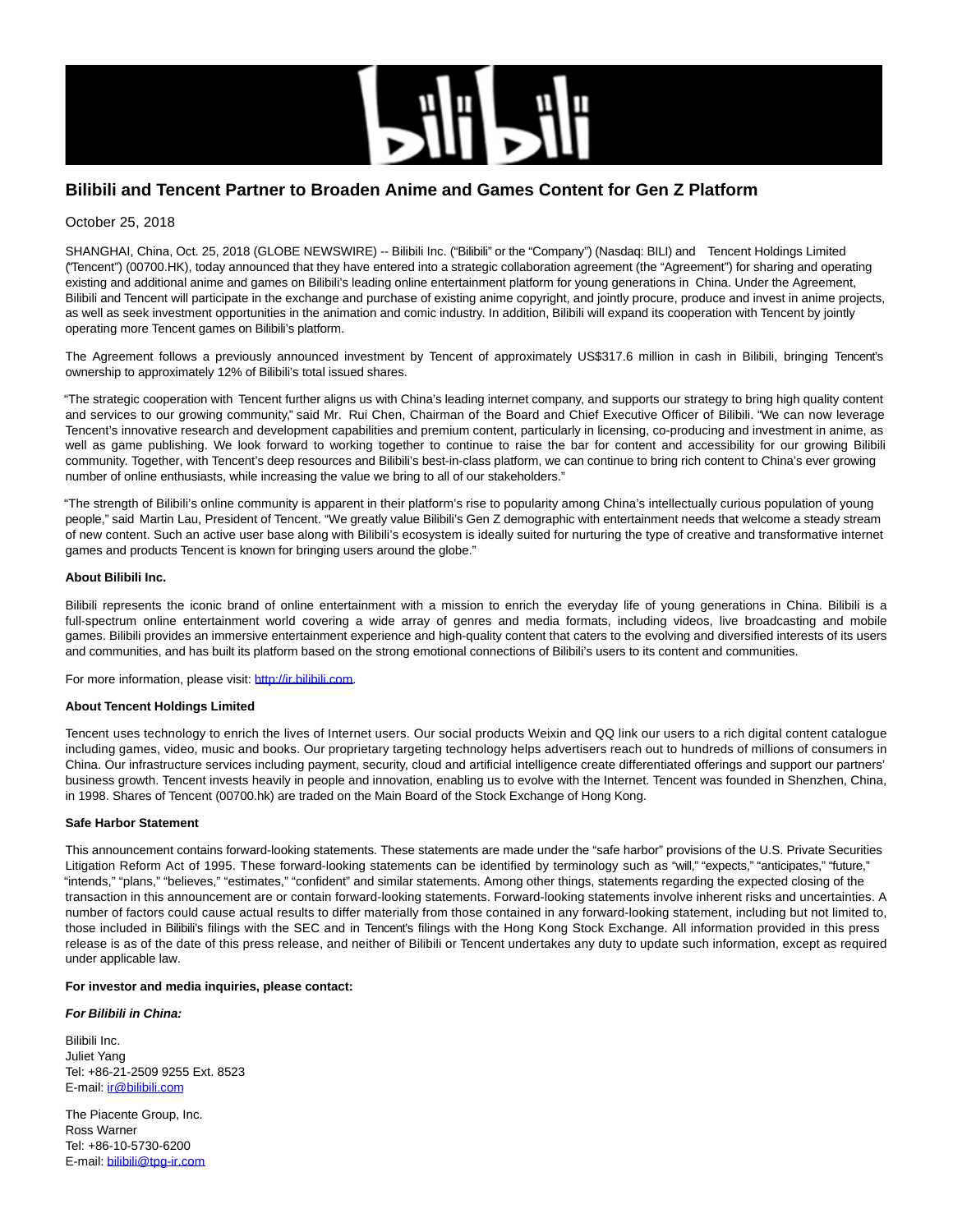# Bilibili and Tencent Partner to Broaden Anime and Games Content for Gen Z Platform

October 25, 2018

SHANGHAI, China, Oct. 25, 2018 (GLOBE NEWSWIRE) -- Bilibili Inc. ("Bilibili" or the "Company") (Nasdaq: BILI) and Tencent Holdings Limited ("Tencent") (00700.HK), today announced that they have entered into a strategic collaboration agreement (the "Agreement") for sharing and operating existing and additional anime and games on Bilibili's leading online entertainment platform for young generations in China. Under the Agreement, Bilibili and Tencent will participate in the exchange and purchase of existing anime copyright, and jointly procure, produce and invest in anime projects, as well as seek investment opportunities in the animation and comic industry. In addition, Bilibili will expand its cooperation with Tencent by jointly operating more Tencent games on Bilibili's platform.

The Agreement follows a previously announced investment by Tencent of approximately US$317.6 million in cash in Bilibili, bringing Tencent's ownership to approximately 12% of Bilibili's total issued shares.

"The strategic cooperation with Tencent further aligns us with China's leading internet company, and supports our strategy to bring high quality content and services to our growing community," said Mr. Rui Chen, Chairman of the Board and Chief Executive Officer of Bilibili. "We can now leverage Tencent's innovative research and development capabilities and premium content, particularly in licensing, co-producing and investment in anime, as well as game publishing. We look forward to working together to continue to raise the bar for content and accessibility for our growing Bilibili community. Together, with Tencent's deep resources and Bilibili's best-in-class platform, we can continue to bring rich content to China's ever growing number of online enthusiasts, while increasing the value we bring to all of our stakeholders."

"The strength of Bilibili's online community is apparent in their platform's rise to popularity among China's intellectually curious population of young people," said Martin Lau, President of Tencent. "We greatly value Bilibili's Gen Z demographic with entertainment needs that welcome a steady stream of new content. Such an active user base along with Bilibili's ecosystem is ideally suited for nurturing the type of creative and transformative internet games and products Tencent is known for bringing users around the globe."

**About Bilibili Inc.**

Bilibili represents the iconic brand of online entertainment with a mission to enrich the everyday life of young generations in China. Bilibili is a full-spectrum online entertainment world covering a wide array of genres and media formats, including videos, live broadcasting and mobile games. Bilibili provides an immersive entertainment experience and high-quality content that caters to the evolving and diversified interests of its users and communities, and has built its platform based on the strong emotional connections of Bilibili's users to its content and communities.

For more information, please visit: http://ir.bilibili.com.

**About Tencent Holdings Limited**

Tencent uses technology to enrich the lives of Internet users. Our social products Weixin and QQ link our users to a rich digital content catalogue including games, video, music and books. Our proprietary targeting technology helps advertisers reach out to hundreds of millions of consumers in China. Our infrastructure services including payment, security, cloud and artificial intelligence create differentiated offerings and support our partners' business growth. Tencent invests heavily in people and innovation, enabling us to evolve with the Internet. Tencent was founded in Shenzhen, China, in 1998. Shares of Tencent (00700.hk) are traded on the Main Board of the Stock Exchange of Hong Kong.

**Safe Harbor Statement**

This announcement contains forward-looking statements. These statements are made under the "safe harbor" provisions of the U.S. Private Securities Litigation Reform Act of 1995. These forward-looking statements can be identified by terminology such as "will," "expects," "anticipates," "future," "intends," "plans," "believes," "estimates," "confident" and similar statements. Among other things, statements regarding the expected closing of the transaction in this announcement are or contain forward-looking statements. Forward-looking statements involve inherent risks and uncertainties. A number of factors could cause actual results to differ materially from those contained in any forward-looking statement, including but not limited to, those included in Bilibili's filings with the SEC and in Tencent's filings with the Hong Kong Stock Exchange. All information provided in this press release is as of the date of this press release, and neither of Bilibili or Tencent undertakes any duty to update such information, except as required under applicable law.

**For investor and media inquiries, please contact:**

***For Bilibili in China:***

Bilibili Inc.
Juliet Yang
Tel: +86-21-2509 9255 Ext. 8523
E-mail: ir@bilibili.com

The Piacente Group, Inc.
Ross Warner
Tel: +86-10-5730-6200
E-mail: bilibili@tpg-ir.com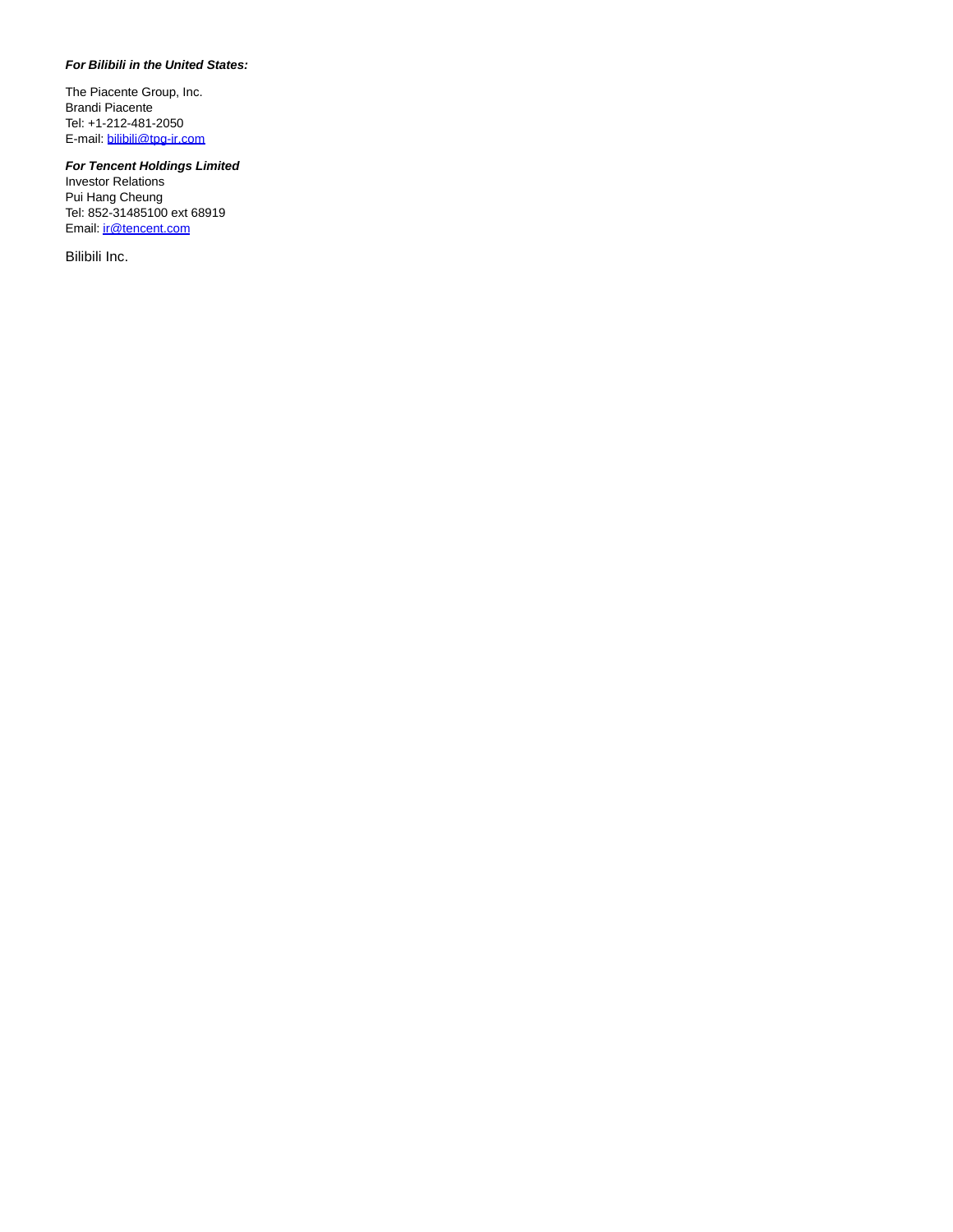***For Bilibili in the United States:***

The Piacente Group, Inc.
Brandi Piacente
Tel: +1-212-481-2050
E-mail: bilibili@tpg-ir.com

***For Tencent Holdings Limited***
Investor Relations
Pui Hang Cheung
Tel: 852-31485100 ext 68919
Email: ir@tencent.com

Bilibili Inc.